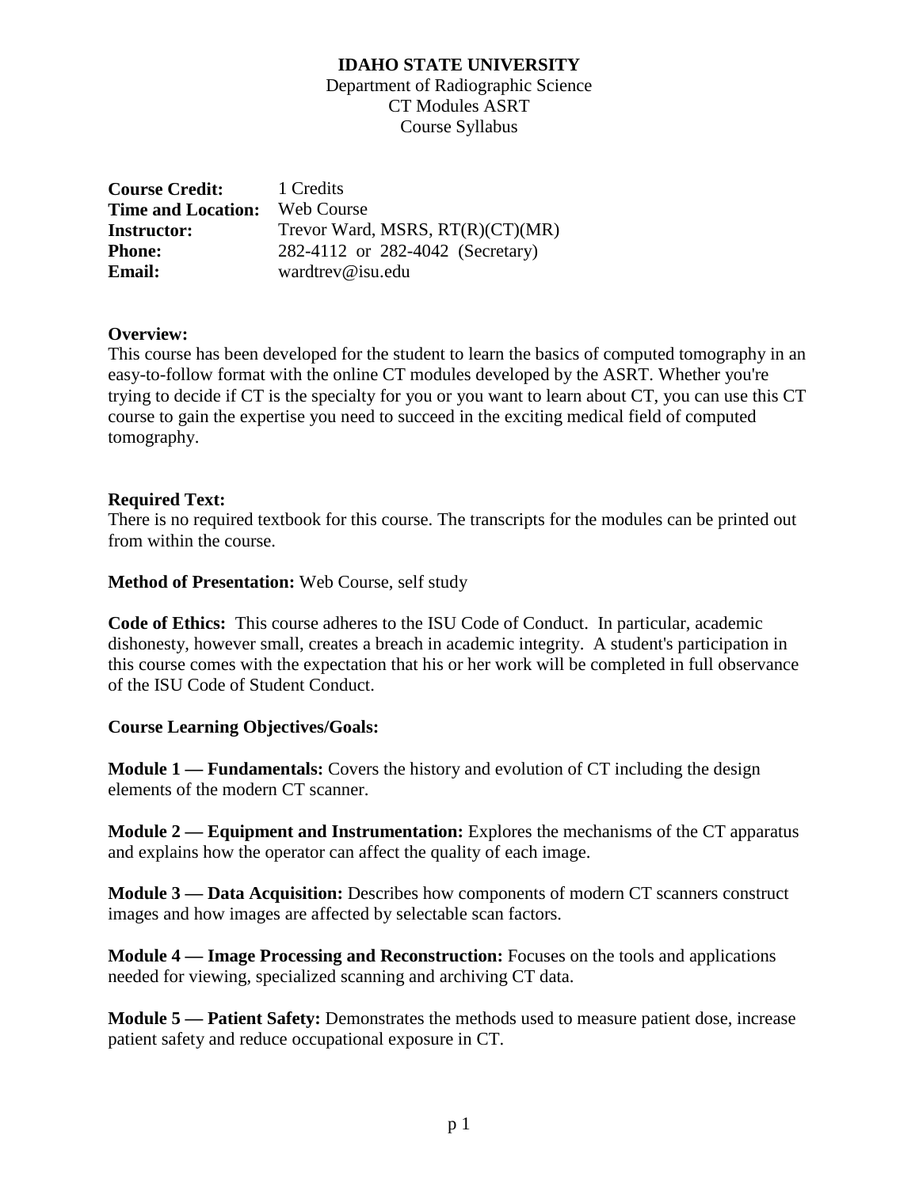# IDAHO STATE UNIVERSITY

Department of Radiographic Science
CT Modules ASRT
Course Syllabus

| | |
|---|---|
| **Course Credit:** | 1 Credits |
| **Time and Location:** | Web Course |
| **Instructor:** | Trevor Ward, MSRS, RT(R)(CT)(MR) |
| **Phone:** | 282-4112 or 282-4042 (Secretary) |
| **Email:** | wardtrev@isu.edu |

**Overview:**
This course has been developed for the student to learn the basics of computed tomography in an easy-to-follow format with the online CT modules developed by the ASRT. Whether you're trying to decide if CT is the specialty for you or you want to learn about CT, you can use this CT course to gain the expertise you need to succeed in the exciting medical field of computed tomography.

**Required Text:**
There is no required textbook for this course. The transcripts for the modules can be printed out from within the course.

**Method of Presentation:** Web Course, self study

**Code of Ethics:** This course adheres to the ISU Code of Conduct. In particular, academic dishonesty, however small, creates a breach in academic integrity. A student's participation in this course comes with the expectation that his or her work will be completed in full observance of the ISU Code of Student Conduct.

**Course Learning Objectives/Goals:**

**Module 1 — Fundamentals:** Covers the history and evolution of CT including the design elements of the modern CT scanner.

**Module 2 — Equipment and Instrumentation:** Explores the mechanisms of the CT apparatus and explains how the operator can affect the quality of each image.

**Module 3 — Data Acquisition:** Describes how components of modern CT scanners construct images and how images are affected by selectable scan factors.

**Module 4 — Image Processing and Reconstruction:** Focuses on the tools and applications needed for viewing, specialized scanning and archiving CT data.

**Module 5 — Patient Safety:** Demonstrates the methods used to measure patient dose, increase patient safety and reduce occupational exposure in CT.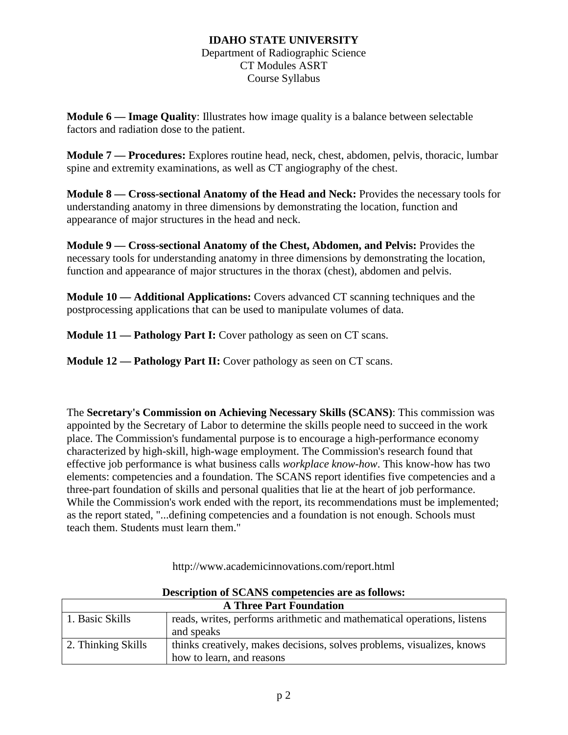**Module 6 — Image Quality**: Illustrates how image quality is a balance between selectable factors and radiation dose to the patient.

**Module 7 — Procedures:** Explores routine head, neck, chest, abdomen, pelvis, thoracic, lumbar spine and extremity examinations, as well as CT angiography of the chest.

**Module 8 — Cross-sectional Anatomy of the Head and Neck:** Provides the necessary tools for understanding anatomy in three dimensions by demonstrating the location, function and appearance of major structures in the head and neck.

**Module 9 — Cross-sectional Anatomy of the Chest, Abdomen, and Pelvis:** Provides the necessary tools for understanding anatomy in three dimensions by demonstrating the location, function and appearance of major structures in the thorax (chest), abdomen and pelvis.

**Module 10 — Additional Applications:** Covers advanced CT scanning techniques and the postprocessing applications that can be used to manipulate volumes of data.

**Module 11 — Pathology Part I:** Cover pathology as seen on CT scans.

**Module 12 — Pathology Part II:** Cover pathology as seen on CT scans.

The **Secretary's Commission on Achieving Necessary Skills (SCANS)**: This commission was appointed by the Secretary of Labor to determine the skills people need to succeed in the work place. The Commission's fundamental purpose is to encourage a high-performance economy characterized by high-skill, high-wage employment. The Commission's research found that effective job performance is what business calls *workplace know-how*. This know-how has two elements: competencies and a foundation. The SCANS report identifies five competencies and a three-part foundation of skills and personal qualities that lie at the heart of job performance. While the Commission's work ended with the report, its recommendations must be implemented; as the report stated, "...defining competencies and a foundation is not enough. Schools must teach them. Students must learn them."

http://www.academicinnovations.com/report.html

**Description of SCANS competencies are as follows:**

| **A Three Part Foundation** | |
|---|---|
| 1. Basic Skills | reads, writes, performs arithmetic and mathematical operations, listens and speaks |
| 2. Thinking Skills | thinks creatively, makes decisions, solves problems, visualizes, knows how to learn, and reasons |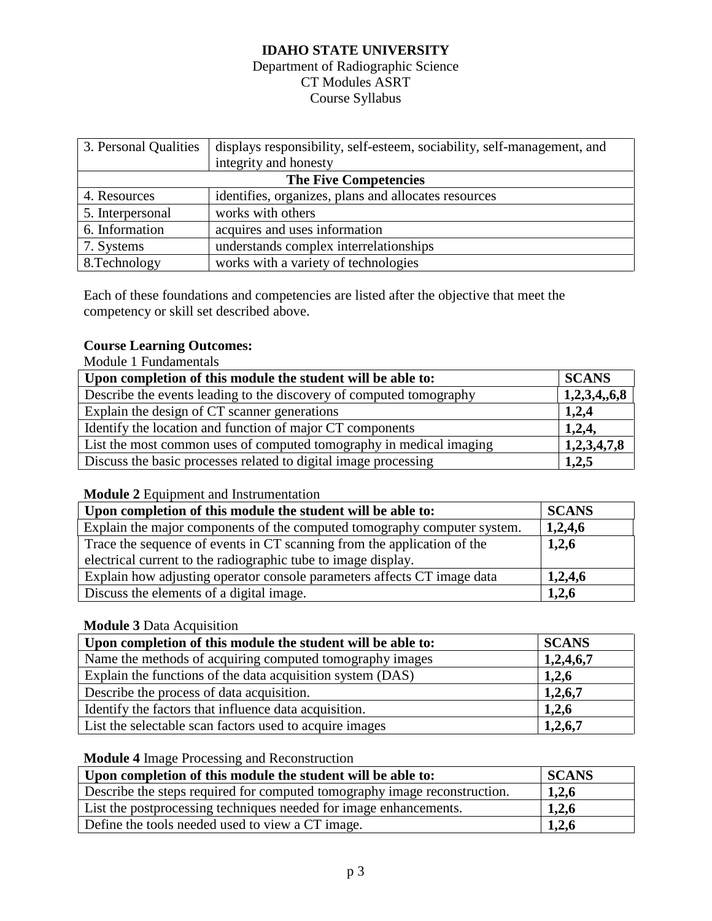**IDAHO STATE UNIVERSITY**
Department of Radiographic Science
CT Modules ASRT
Course Syllabus

| 3. Personal Qualities | displays responsibility, self-esteem, sociability, self-management, and integrity and honesty |
|---|---|
| **The Five Competencies** | |
| 4. Resources | identifies, organizes, plans and allocates resources |
| 5. Interpersonal | works with others |
| 6. Information | acquires and uses information |
| 7. Systems | understands complex interrelationships |
| 8.Technology | works with a variety of technologies |

Each of these foundations and competencies are listed after the objective that meet the competency or skill set described above.

**Course Learning Outcomes:**

Module 1 Fundamentals

| Upon completion of this module the student will be able to: | SCANS |
|---|---|
| Describe the events leading to the discovery of computed tomography | **1,2,3,4,,6,8** |
| Explain the design of CT scanner generations | **1,2,4** |
| Identify the location and function of major CT components | **1,2,4,** |
| List the most common uses of computed tomography in medical imaging | **1,2,3,4,7,8** |
| Discuss the basic processes related to digital image processing | **1,2,5** |

**Module 2** Equipment and Instrumentation

| Upon completion of this module the student will be able to: | SCANS |
|---|---|
| Explain the major components of the computed tomography computer system. | **1,2,4,6** |
| Trace the sequence of events in CT scanning from the application of the electrical current to the radiographic tube to image display. | **1,2,6** |
| Explain how adjusting operator console parameters affects CT image data | **1,2,4,6** |
| Discuss the elements of a digital image. | **1,2,6** |

**Module 3** Data Acquisition

| Upon completion of this module the student will be able to: | SCANS |
|---|---|
| Name the methods of acquiring computed tomography images | **1,2,4,6,7** |
| Explain the functions of the data acquisition system (DAS) | **1,2,6** |
| Describe the process of data acquisition. | **1,2,6,7** |
| Identify the factors that influence data acquisition. | **1,2,6** |
| List the selectable scan factors used to acquire images | **1,2,6,7** |

**Module 4** Image Processing and Reconstruction

| Upon completion of this module the student will be able to: | SCANS |
|---|---|
| Describe the steps required for computed tomography image reconstruction. | **1,2,6** |
| List the postprocessing techniques needed for image enhancements. | **1,2,6** |
| Define the tools needed used to view a CT image. | **1,2,6** |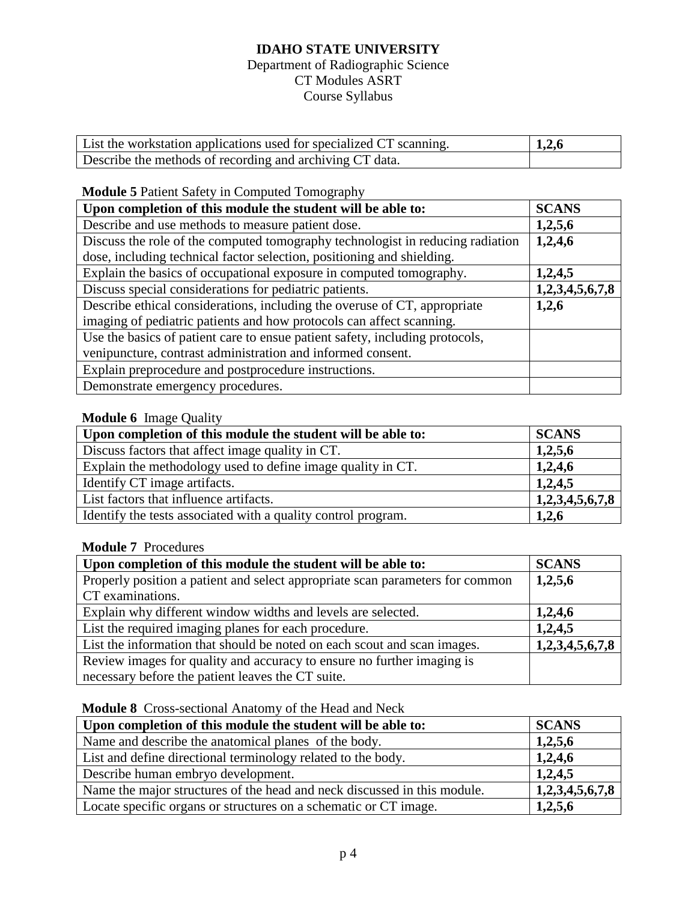**IDAHO STATE UNIVERSITY**
Department of Radiographic Science
CT Modules ASRT
Course Syllabus

| | |
|---|---|
| List the workstation applications used for specialized CT scanning. | **1,2,6** |
| Describe the methods of recording and archiving CT data. | |

**Module 5** Patient Safety in Computed Tomography

| Upon completion of this module the student will be able to: | SCANS |
|---|---|
| Describe and use methods to measure patient dose. | **1,2,5,6** |
| Discuss the role of the computed tomography technologist in reducing radiation dose, including technical factor selection, positioning and shielding. | **1,2,4,6** |
| Explain the basics of occupational exposure in computed tomography. | **1,2,4,5** |
| Discuss special considerations for pediatric patients. | **1,2,3,4,5,6,7,8** |
| Describe ethical considerations, including the overuse of CT, appropriate imaging of pediatric patients and how protocols can affect scanning. | **1,2,6** |
| Use the basics of patient care to ensue patient safety, including protocols, venipuncture, contrast administration and informed consent. | |
| Explain preprocedure and postprocedure instructions. | |
| Demonstrate emergency procedures. | |

**Module 6** Image Quality

| Upon completion of this module the student will be able to: | SCANS |
|---|---|
| Discuss factors that affect image quality in CT. | **1,2,5,6** |
| Explain the methodology used to define image quality in CT. | **1,2,4,6** |
| Identify CT image artifacts. | **1,2,4,5** |
| List factors that influence artifacts. | **1,2,3,4,5,6,7,8** |
| Identify the tests associated with a quality control program. | **1,2,6** |

**Module 7** Procedures

| Upon completion of this module the student will be able to: | SCANS |
|---|---|
| Properly position a patient and select appropriate scan parameters for common CT examinations. | **1,2,5,6** |
| Explain why different window widths and levels are selected. | **1,2,4,6** |
| List the required imaging planes for each procedure. | **1,2,4,5** |
| List the information that should be noted on each scout and scan images. | **1,2,3,4,5,6,7,8** |
| Review images for quality and accuracy to ensure no further imaging is necessary before the patient leaves the CT suite. | |

**Module 8** Cross-sectional Anatomy of the Head and Neck

| Upon completion of this module the student will be able to: | SCANS |
|---|---|
| Name and describe the anatomical planes of the body. | **1,2,5,6** |
| List and define directional terminology related to the body. | **1,2,4,6** |
| Describe human embryo development. | **1,2,4,5** |
| Name the major structures of the head and neck discussed in this module. | **1,2,3,4,5,6,7,8** |
| Locate specific organs or structures on a schematic or CT image. | **1,2,5,6** |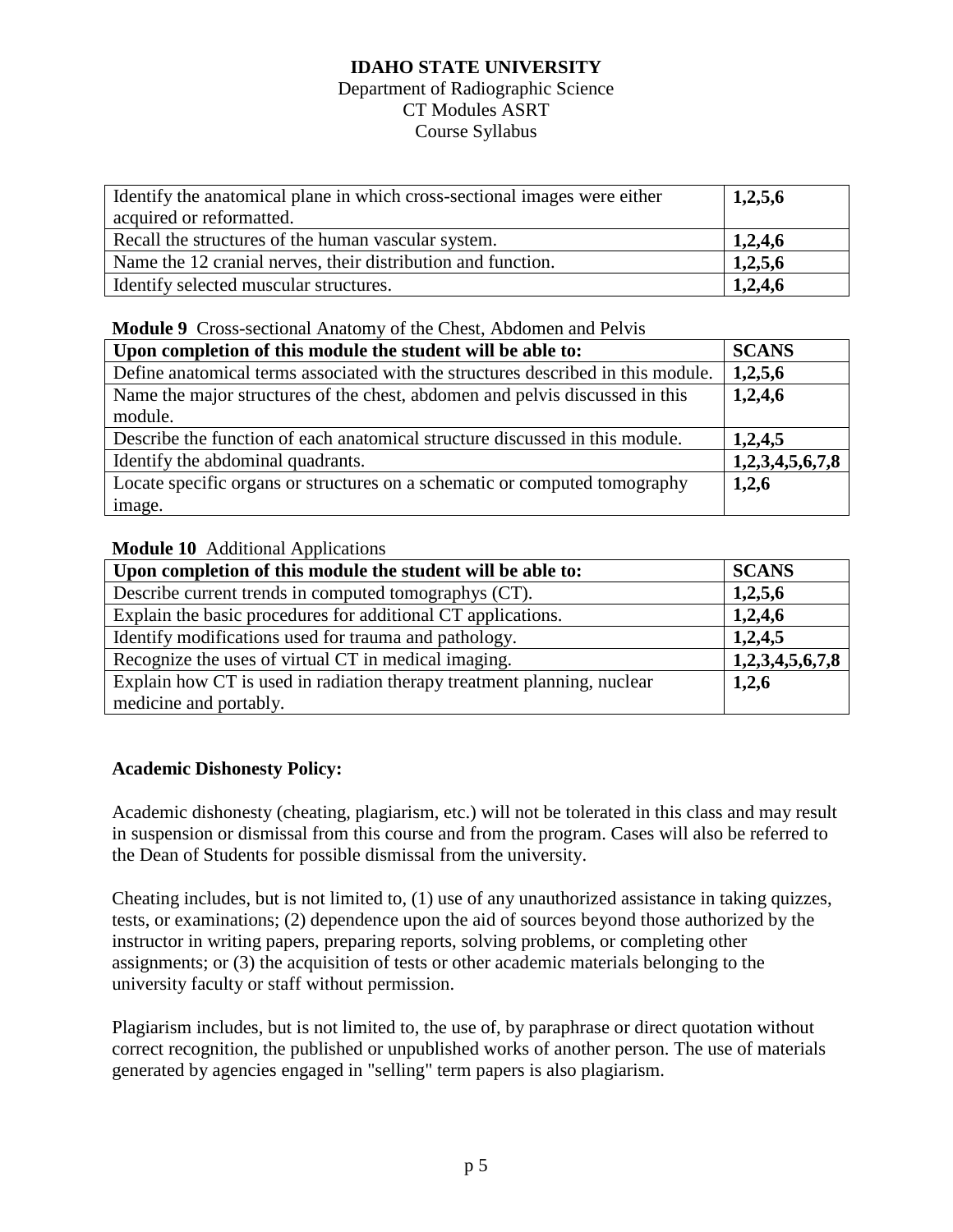| | |
|---|---|
| Identify the anatomical plane in which cross-sectional images were either acquired or reformatted. | **1,2,5,6** |
| Recall the structures of the human vascular system. | **1,2,4,6** |
| Name the 12 cranial nerves, their distribution and function. | **1,2,5,6** |
| Identify selected muscular structures. | **1,2,4,6** |

**Module 9** Cross-sectional Anatomy of the Chest, Abdomen and Pelvis

| Upon completion of this module the student will be able to: | SCANS |
|---|---|
| Define anatomical terms associated with the structures described in this module. | **1,2,5,6** |
| Name the major structures of the chest, abdomen and pelvis discussed in this module. | **1,2,4,6** |
| Describe the function of each anatomical structure discussed in this module. | **1,2,4,5** |
| Identify the abdominal quadrants. | **1,2,3,4,5,6,7,8** |
| Locate specific organs or structures on a schematic or computed tomography image. | **1,2,6** |

**Module 10** Additional Applications

| Upon completion of this module the student will be able to: | SCANS |
|---|---|
| Describe current trends in computed tomographys (CT). | **1,2,5,6** |
| Explain the basic procedures for additional CT applications. | **1,2,4,6** |
| Identify modifications used for trauma and pathology. | **1,2,4,5** |
| Recognize the uses of virtual CT in medical imaging. | **1,2,3,4,5,6,7,8** |
| Explain how CT is used in radiation therapy treatment planning, nuclear medicine and portably. | **1,2,6** |

**Academic Dishonesty Policy:**

Academic dishonesty (cheating, plagiarism, etc.) will not be tolerated in this class and may result in suspension or dismissal from this course and from the program. Cases will also be referred to the Dean of Students for possible dismissal from the university.

Cheating includes, but is not limited to, (1) use of any unauthorized assistance in taking quizzes, tests, or examinations; (2) dependence upon the aid of sources beyond those authorized by the instructor in writing papers, preparing reports, solving problems, or completing other assignments; or (3) the acquisition of tests or other academic materials belonging to the university faculty or staff without permission.

Plagiarism includes, but is not limited to, the use of, by paraphrase or direct quotation without correct recognition, the published or unpublished works of another person. The use of materials generated by agencies engaged in "selling" term papers is also plagiarism.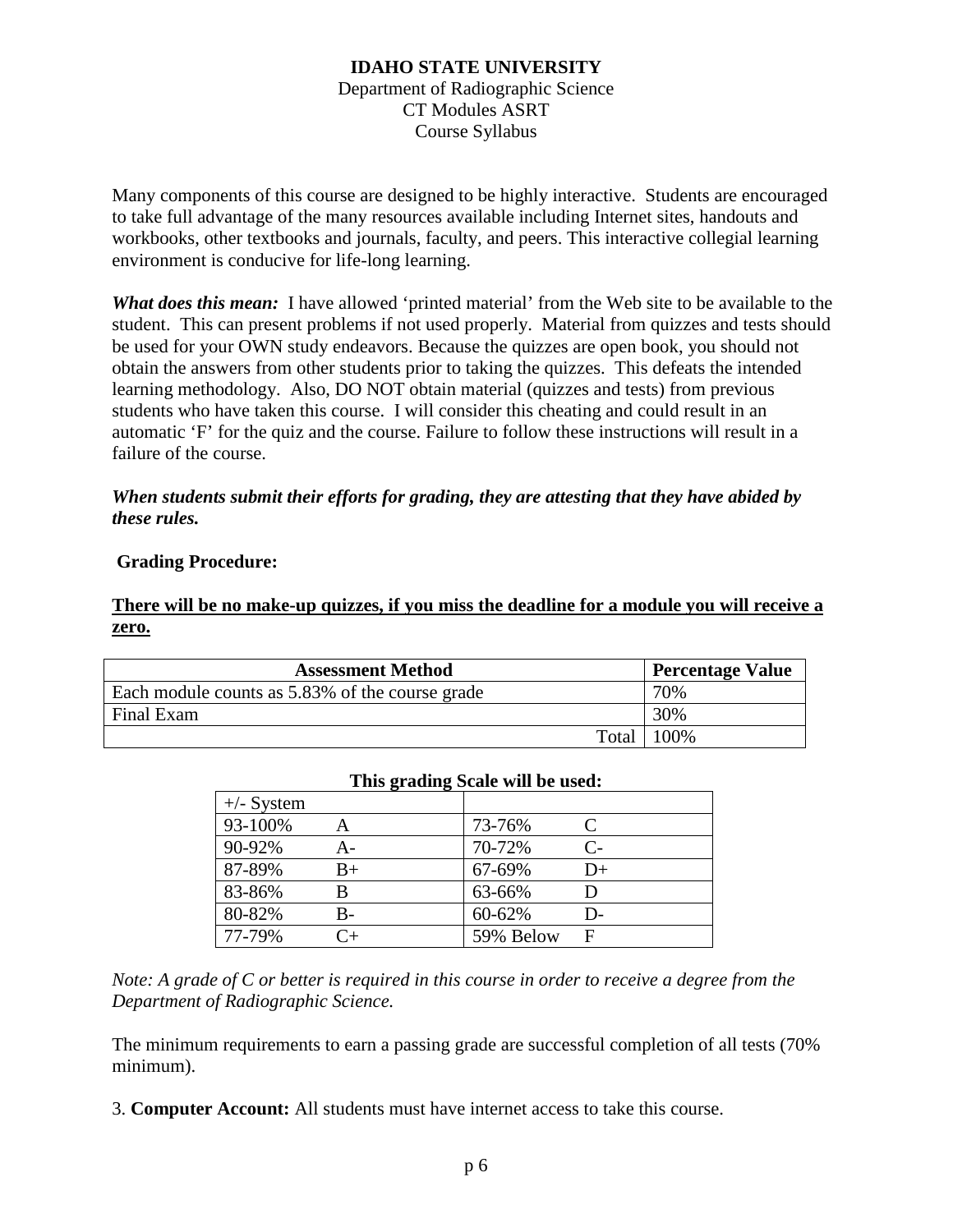**IDAHO STATE UNIVERSITY**
Department of Radiographic Science
CT Modules ASRT
Course Syllabus

Many components of this course are designed to be highly interactive. Students are encouraged to take full advantage of the many resources available including Internet sites, handouts and workbooks, other textbooks and journals, faculty, and peers. This interactive collegial learning environment is conducive for life-long learning.

***What does this mean:*** I have allowed 'printed material' from the Web site to be available to the student. This can present problems if not used properly. Material from quizzes and tests should be used for your OWN study endeavors. Because the quizzes are open book, you should not obtain the answers from other students prior to taking the quizzes. This defeats the intended learning methodology. Also, DO NOT obtain material (quizzes and tests) from previous students who have taken this course. I will consider this cheating and could result in an automatic 'F' for the quiz and the course. Failure to follow these instructions will result in a failure of the course.

***When students submit their efforts for grading, they are attesting that they have abided by these rules.***

**Grading Procedure:**

<u>**There will be no make-up quizzes, if you miss the deadline for a module you will receive a zero.**</u>

| Assessment Method | Percentage Value |
|---|---|
| Each module counts as 5.83% of the course grade | 70% |
| Final Exam | 30% |
| Total | 100% |

**This grading Scale will be used:**

| +/- System | | | |
|---|---|---|---|
| 93-100% | A | 73-76% | C |
| 90-92% | A- | 70-72% | C- |
| 87-89% | B+ | 67-69% | D+ |
| 83-86% | B | 63-66% | D |
| 80-82% | B- | 60-62% | D- |
| 77-79% | C+ | 59% Below | F |

*Note: A grade of C or better is required in this course in order to receive a degree from the Department of Radiographic Science.*

The minimum requirements to earn a passing grade are successful completion of all tests (70% minimum).

3. **Computer Account:** All students must have internet access to take this course.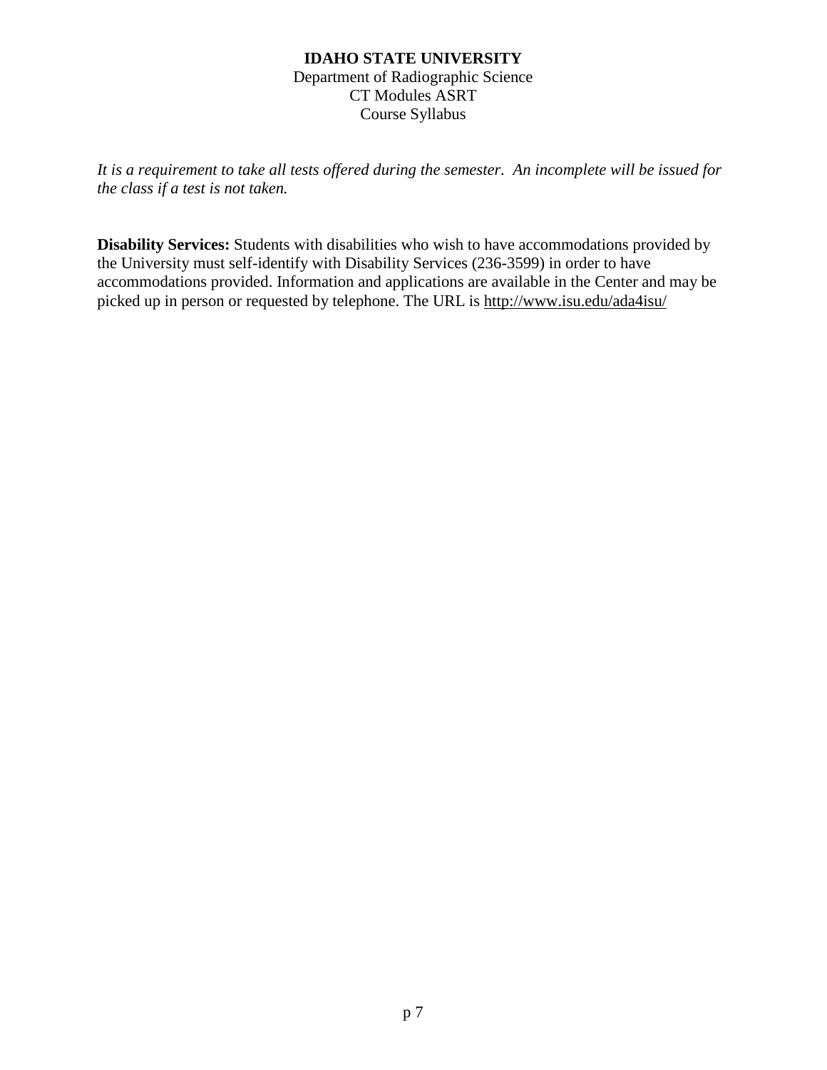*It is a requirement to take all tests offered during the semester. An incomplete will be issued for the class if a test is not taken.*

**Disability Services:** Students with disabilities who wish to have accommodations provided by the University must self-identify with Disability Services (236-3599) in order to have accommodations provided. Information and applications are available in the Center and may be picked up in person or requested by telephone. The URL is http://www.isu.edu/ada4isu/